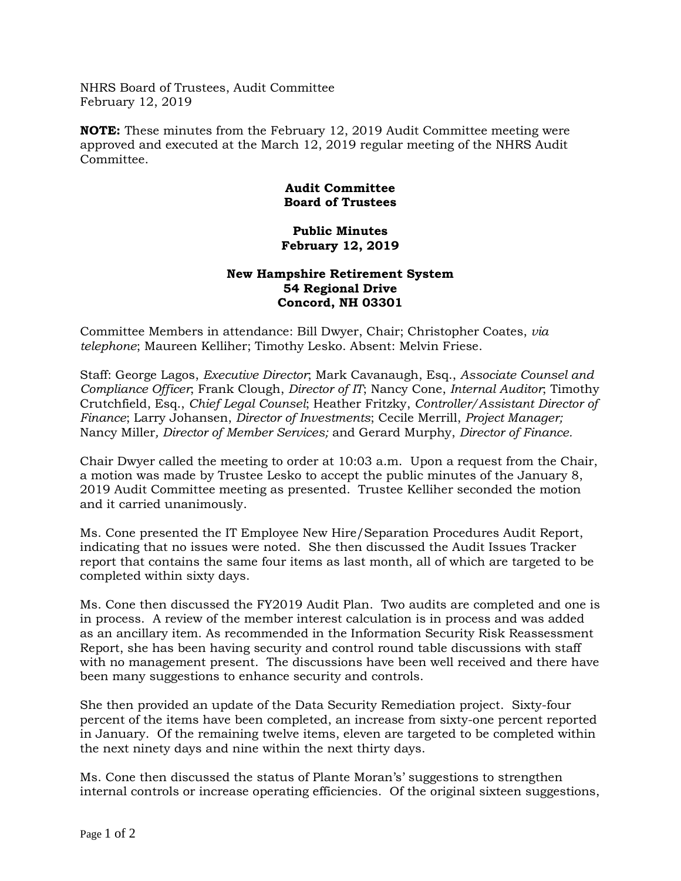NHRS Board of Trustees, Audit Committee
February 12, 2019

**NOTE:** These minutes from the February 12, 2019 Audit Committee meeting were approved and executed at the March 12, 2019 regular meeting of the NHRS Audit Committee.

**Audit Committee**
**Board of Trustees**

**Public Minutes**
**February 12, 2019**

**New Hampshire Retirement System**
**54 Regional Drive**
**Concord, NH 03301**

Committee Members in attendance: Bill Dwyer, Chair; Christopher Coates, *via telephone*; Maureen Kelliher; Timothy Lesko. Absent: Melvin Friese.

Staff: George Lagos, *Executive Director*; Mark Cavanaugh, Esq., *Associate Counsel and Compliance Officer*; Frank Clough, *Director of IT*; Nancy Cone, *Internal Auditor*; Timothy Crutchfield, Esq., *Chief Legal Counsel*; Heather Fritzky, *Controller/Assistant Director of Finance*; Larry Johansen, *Director of Investments*; Cecile Merrill, *Project Manager;* Nancy Miller*, Director of Member Services;* and Gerard Murphy, *Director of Finance.*

Chair Dwyer called the meeting to order at 10:03 a.m. Upon a request from the Chair, a motion was made by Trustee Lesko to accept the public minutes of the January 8, 2019 Audit Committee meeting as presented. Trustee Kelliher seconded the motion and it carried unanimously.

Ms. Cone presented the IT Employee New Hire/Separation Procedures Audit Report, indicating that no issues were noted. She then discussed the Audit Issues Tracker report that contains the same four items as last month, all of which are targeted to be completed within sixty days.

Ms. Cone then discussed the FY2019 Audit Plan. Two audits are completed and one is in process. A review of the member interest calculation is in process and was added as an ancillary item. As recommended in the Information Security Risk Reassessment Report, she has been having security and control round table discussions with staff with no management present. The discussions have been well received and there have been many suggestions to enhance security and controls.

She then provided an update of the Data Security Remediation project. Sixty-four percent of the items have been completed, an increase from sixty-one percent reported in January. Of the remaining twelve items, eleven are targeted to be completed within the next ninety days and nine within the next thirty days.

Ms. Cone then discussed the status of Plante Moran's' suggestions to strengthen internal controls or increase operating efficiencies. Of the original sixteen suggestions,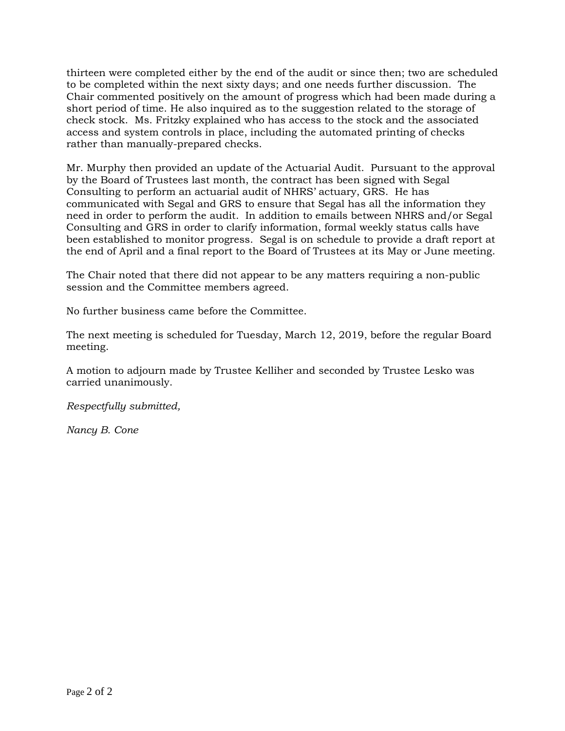thirteen were completed either by the end of the audit or since then; two are scheduled to be completed within the next sixty days; and one needs further discussion. The Chair commented positively on the amount of progress which had been made during a short period of time. He also inquired as to the suggestion related to the storage of check stock. Ms. Fritzky explained who has access to the stock and the associated access and system controls in place, including the automated printing of checks rather than manually-prepared checks.

Mr. Murphy then provided an update of the Actuarial Audit. Pursuant to the approval by the Board of Trustees last month, the contract has been signed with Segal Consulting to perform an actuarial audit of NHRS' actuary, GRS. He has communicated with Segal and GRS to ensure that Segal has all the information they need in order to perform the audit. In addition to emails between NHRS and/or Segal Consulting and GRS in order to clarify information, formal weekly status calls have been established to monitor progress. Segal is on schedule to provide a draft report at the end of April and a final report to the Board of Trustees at its May or June meeting.

The Chair noted that there did not appear to be any matters requiring a non-public session and the Committee members agreed.

No further business came before the Committee.

The next meeting is scheduled for Tuesday, March 12, 2019, before the regular Board meeting.

A motion to adjourn made by Trustee Kelliher and seconded by Trustee Lesko was carried unanimously.

*Respectfully submitted,*

*Nancy B. Cone*